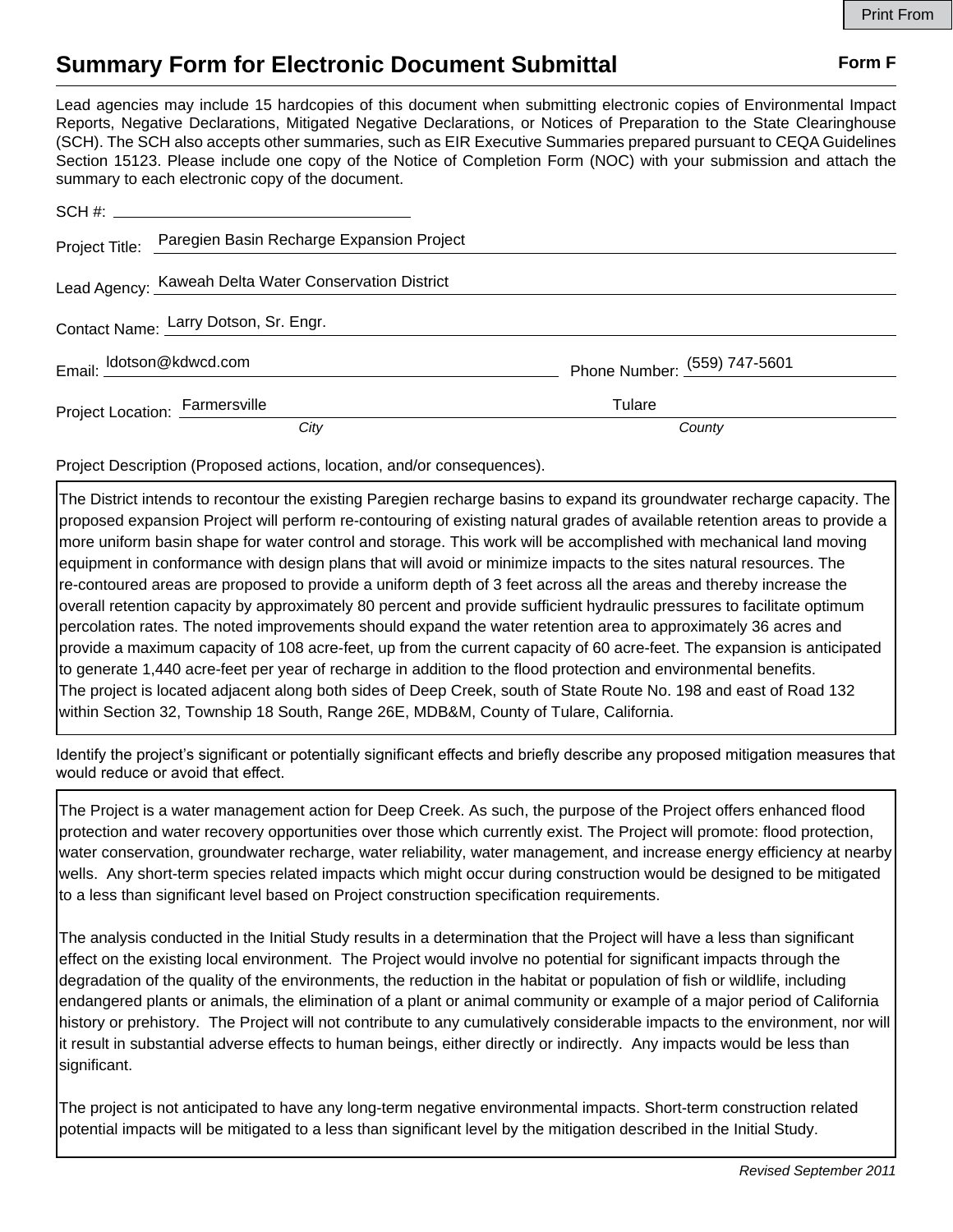# Summary Form for Electronic Document Submittal

**Form F**

Lead agencies may include 15 hardcopies of this document when submitting electronic copies of Environmental Impact Reports, Negative Declarations, Mitigated Negative Declarations, or Notices of Preparation to the State Clearinghouse (SCH). The SCH also accepts other summaries, such as EIR Executive Summaries prepared pursuant to CEQA Guidelines Section 15123. Please include one copy of the Notice of Completion Form (NOC) with your submission and attach the summary to each electronic copy of the document.

SCH #: ______________________

Project Title: Paregien Basin Recharge Expansion Project

Lead Agency: Kaweah Delta Water Conservation District

Contact Name: Larry Dotson, Sr. Engr.

Email: ldotson@kdwcd.com Phone Number: (559) 747-5601

Project Location: Farmersville (*City*) Tulare (*County*)

Project Description (Proposed actions, location, and/or consequences).

The District intends to recontour the existing Paregien recharge basins to expand its groundwater recharge capacity. The proposed expansion Project will perform re-contouring of existing natural grades of available retention areas to provide a more uniform basin shape for water control and storage. This work will be accomplished with mechanical land moving equipment in conformance with design plans that will avoid or minimize impacts to the sites natural resources. The re-contoured areas are proposed to provide a uniform depth of 3 feet across all the areas and thereby increase the overall retention capacity by approximately 80 percent and provide sufficient hydraulic pressures to facilitate optimum percolation rates. The noted improvements should expand the water retention area to approximately 36 acres and provide a maximum capacity of 108 acre-feet, up from the current capacity of 60 acre-feet. The expansion is anticipated to generate 1,440 acre-feet per year of recharge in addition to the flood protection and environmental benefits.
The project is located adjacent along both sides of Deep Creek, south of State Route No. 198 and east of Road 132 within Section 32, Township 18 South, Range 26E, MDB&M, County of Tulare, California.

Identify the project's significant or potentially significant effects and briefly describe any proposed mitigation measures that would reduce or avoid that effect.

The Project is a water management action for Deep Creek. As such, the purpose of the Project offers enhanced flood protection and water recovery opportunities over those which currently exist. The Project will promote: flood protection, water conservation, groundwater recharge, water reliability, water management, and increase energy efficiency at nearby wells. Any short-term species related impacts which might occur during construction would be designed to be mitigated to a less than significant level based on Project construction specification requirements.

The analysis conducted in the Initial Study results in a determination that the Project will have a less than significant effect on the existing local environment. The Project would involve no potential for significant impacts through the degradation of the quality of the environments, the reduction in the habitat or population of fish or wildlife, including endangered plants or animals, the elimination of a plant or animal community or example of a major period of California history or prehistory. The Project will not contribute to any cumulatively considerable impacts to the environment, nor will it result in substantial adverse effects to human beings, either directly or indirectly. Any impacts would be less than significant.

The project is not anticipated to have any long-term negative environmental impacts. Short-term construction related potential impacts will be mitigated to a less than significant level by the mitigation described in the Initial Study.

*Revised September 2011*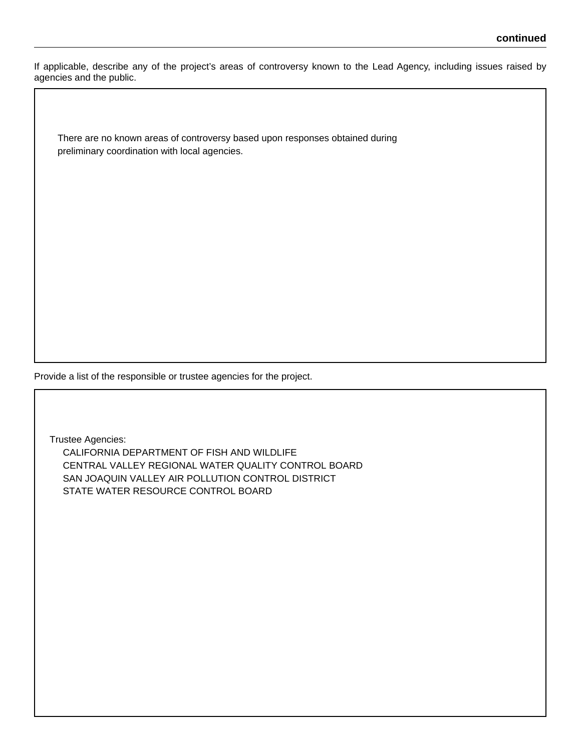**continued**

If applicable, describe any of the project's areas of controversy known to the Lead Agency, including issues raised by agencies and the public.

There are no known areas of controversy based upon responses obtained during preliminary coordination with local agencies.

Provide a list of the responsible or trustee agencies for the project.

Trustee Agencies:

- CALIFORNIA DEPARTMENT OF FISH AND WILDLIFE
- CENTRAL VALLEY REGIONAL WATER QUALITY CONTROL BOARD
- SAN JOAQUIN VALLEY AIR POLLUTION CONTROL DISTRICT
- STATE WATER RESOURCE CONTROL BOARD